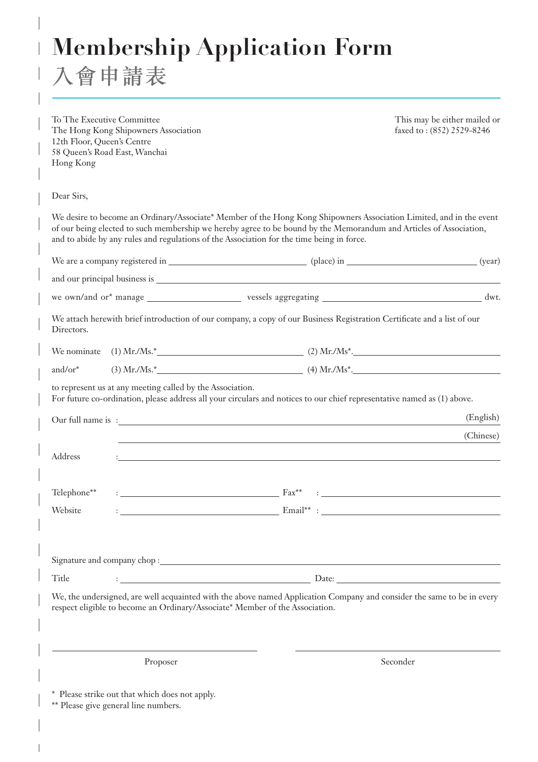# Membership Application Form
# 入會申請表

To The Executive Committee
The Hong Kong Shipowners Association
12th Floor, Queen's Centre
58 Queen's Road East, Wanchai
Hong Kong

This may be either mailed or faxed to : (852) 2529-8246

Dear Sirs,

We desire to become an Ordinary/Associate* Member of the Hong Kong Shipowners Association Limited, and in the event of our being elected to such membership we hereby agree to be bound by the Memorandum and Articles of Association, and to abide by any rules and regulations of the Association for the time being in force.

We are a company registered in ______________________ (place) in ______________________ (year)

and our principal business is ____________________________________________

we own/and or* manage ______________ vessels aggregating ______________________ dwt.

We attach herewith brief introduction of our company, a copy of our Business Registration Certificate and a list of our Directors.

We nominate (1) Mr./Ms.*______________________ (2) Mr./Ms*.______________________

and/or* (3) Mr./Ms.*______________________ (4) Mr./Ms*.______________________

to represent us at any meeting called by the Association.
For future co-ordination, please address all your circulars and notices to our chief representative named as (1) above.

Our full name is : ____________________________________________ (English)

____________________________________________ (Chinese)

Address : ____________________________________________

Telephone** : ______________________ Fax** : ______________________

Website : ______________________ Email** : ______________________

Signature and company chop : ____________________________________________

Title : ______________________ Date: ______________________

We, the undersigned, are well acquainted with the above named Application Company and consider the same to be in every respect eligible to become an Ordinary/Associate* Member of the Association.

______________________ ______________________
Proposer Seconder

\* Please strike out that which does not apply.
** Please give general line numbers.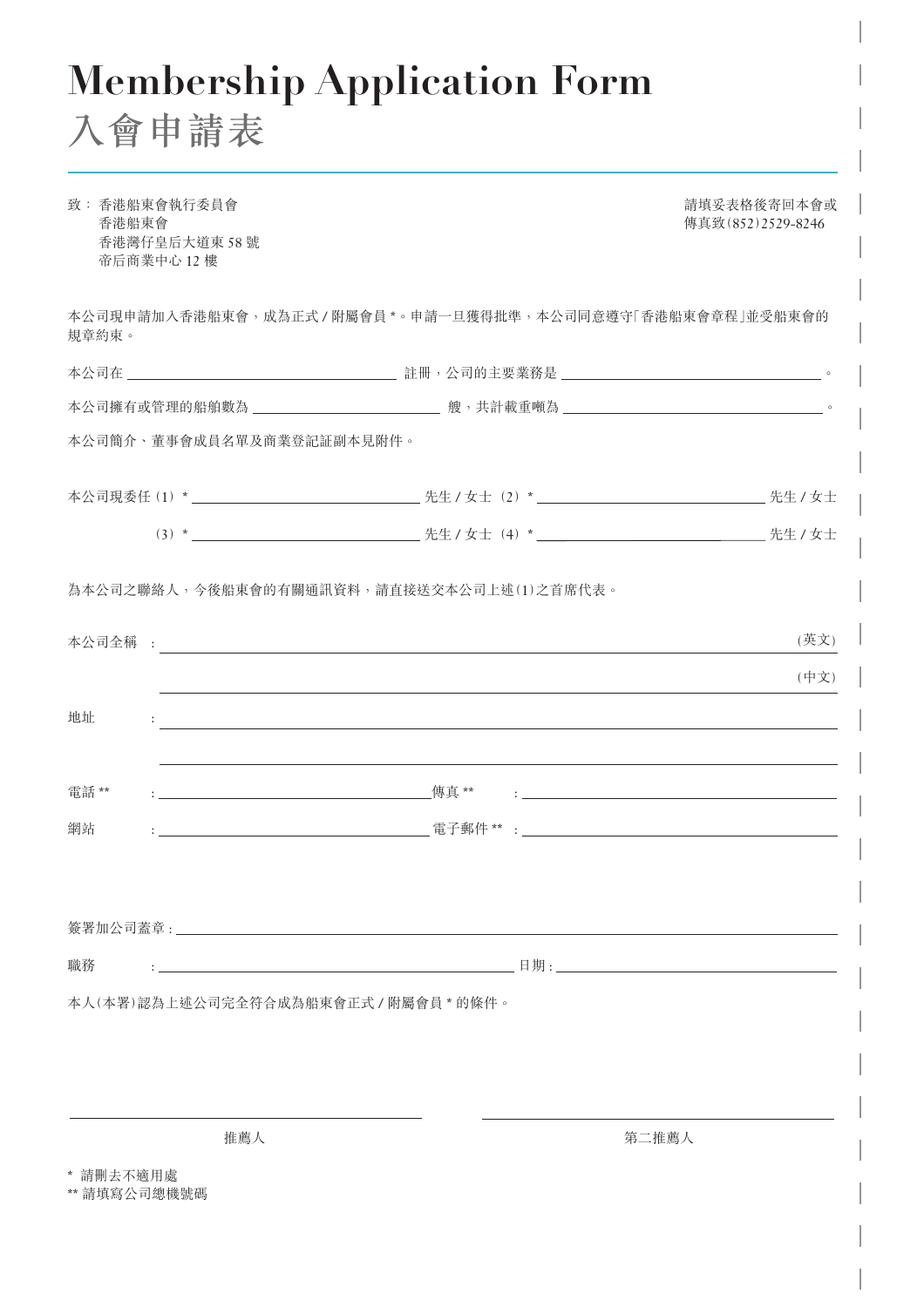# Membership Application Form
# 入會申請表

致： 香港船東會執行委員會
香港船東會
香港灣仔皇后大道東 58 號
帝后商業中心 12 樓

請填妥表格後寄回本會或
傳真致(852)2529-8246

本公司現申請加入香港船東會，成為正式 / 附屬會員 *。申請一旦獲得批準，本公司同意遵守「香港船東會章程」並受船東會的規章約束。

本公司在 ________________ 註冊，公司的主要業務是 ________________。

本公司擁有或管理的船舶數為 ________________ 艘，共計載重噸為 ________________。

本公司簡介、董事會成員名單及商業登記証副本見附件。

本公司現委任（1）* ________________ 先生 / 女士（2）* ________________ 先生 / 女士

（3）* ________________ 先生 / 女士（4）* ________________ 先生 / 女士

為本公司之聯絡人，今後船東會的有關通訊資料，請直接送交本公司上述(1)之首席代表。

本公司全稱 ： ________________ (英文)

________________ (中文)

地址 ： ________________

________________

電話 ** ： ________________ 傳真 ** ： ________________

網站 ： ________________ 電子郵件 ** ： ________________

簽署加公司蓋章 : ________________

職務 ： ________________ 日期 : ________________

本人(本署)認為上述公司完全符合成為船東會正式 / 附屬會員 * 的條件。

________________ 推薦人

________________ 第二推薦人

\* 請刪去不適用處
** 請填寫公司總機號碼